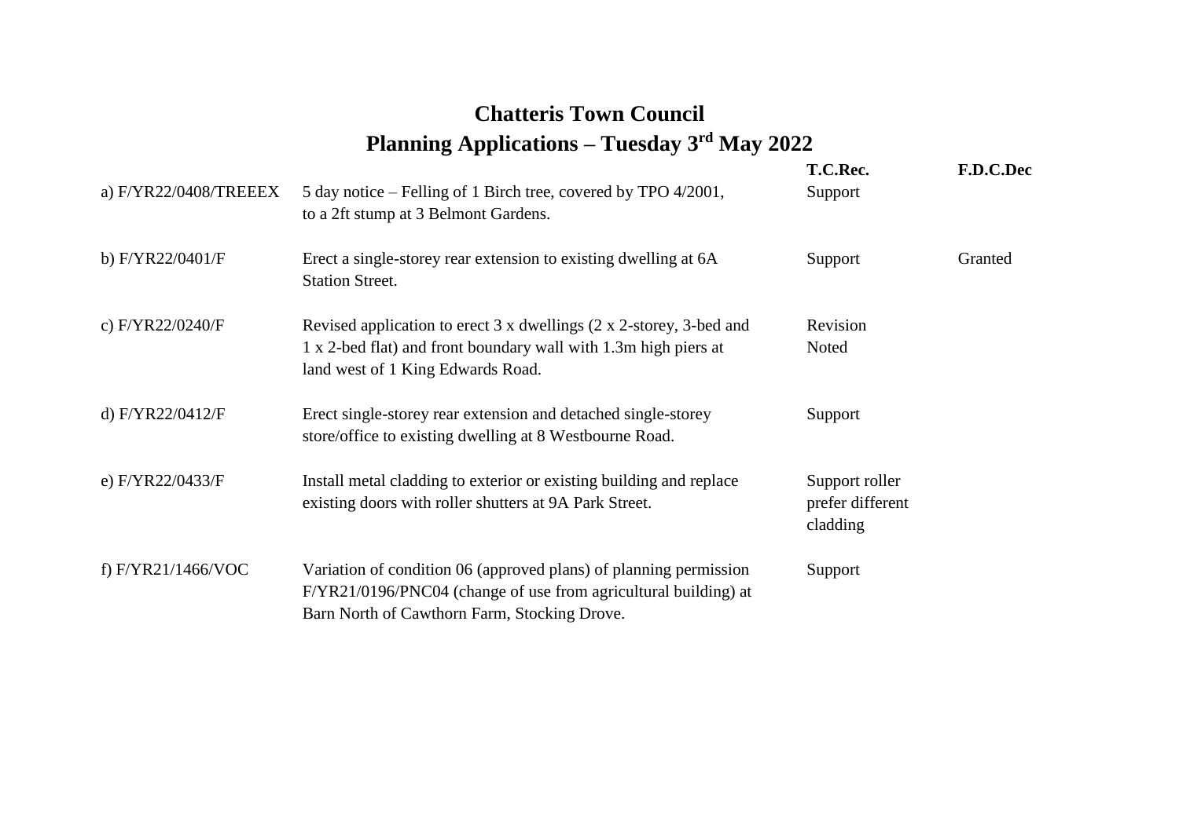# Chatteris Town Council

## Planning Applications – Tuesday 3rd May 2022

| | | T.C.Rec. | F.D.C.Dec |
|---|---|---|---|
| a) F/YR22/0408/TREEEX | 5 day notice – Felling of 1 Birch tree, covered by TPO 4/2001, to a 2ft stump at 3 Belmont Gardens. | Support | |
| b) F/YR22/0401/F | Erect a single-storey rear extension to existing dwelling at 6A Station Street. | Support | Granted |
| c) F/YR22/0240/F | Revised application to erect 3 x dwellings (2 x 2-storey, 3-bed and 1 x 2-bed flat) and front boundary wall with 1.3m high piers at land west of 1 King Edwards Road. | Revision Noted | |
| d) F/YR22/0412/F | Erect single-storey rear extension and detached single-storey store/office to existing dwelling at 8 Westbourne Road. | Support | |
| e) F/YR22/0433/F | Install metal cladding to exterior or existing building and replace existing doors with roller shutters at 9A Park Street. | Support roller prefer different cladding | |
| f) F/YR21/1466/VOC | Variation of condition 06 (approved plans) of planning permission F/YR21/0196/PNC04 (change of use from agricultural building) at Barn North of Cawthorn Farm, Stocking Drove. | Support | |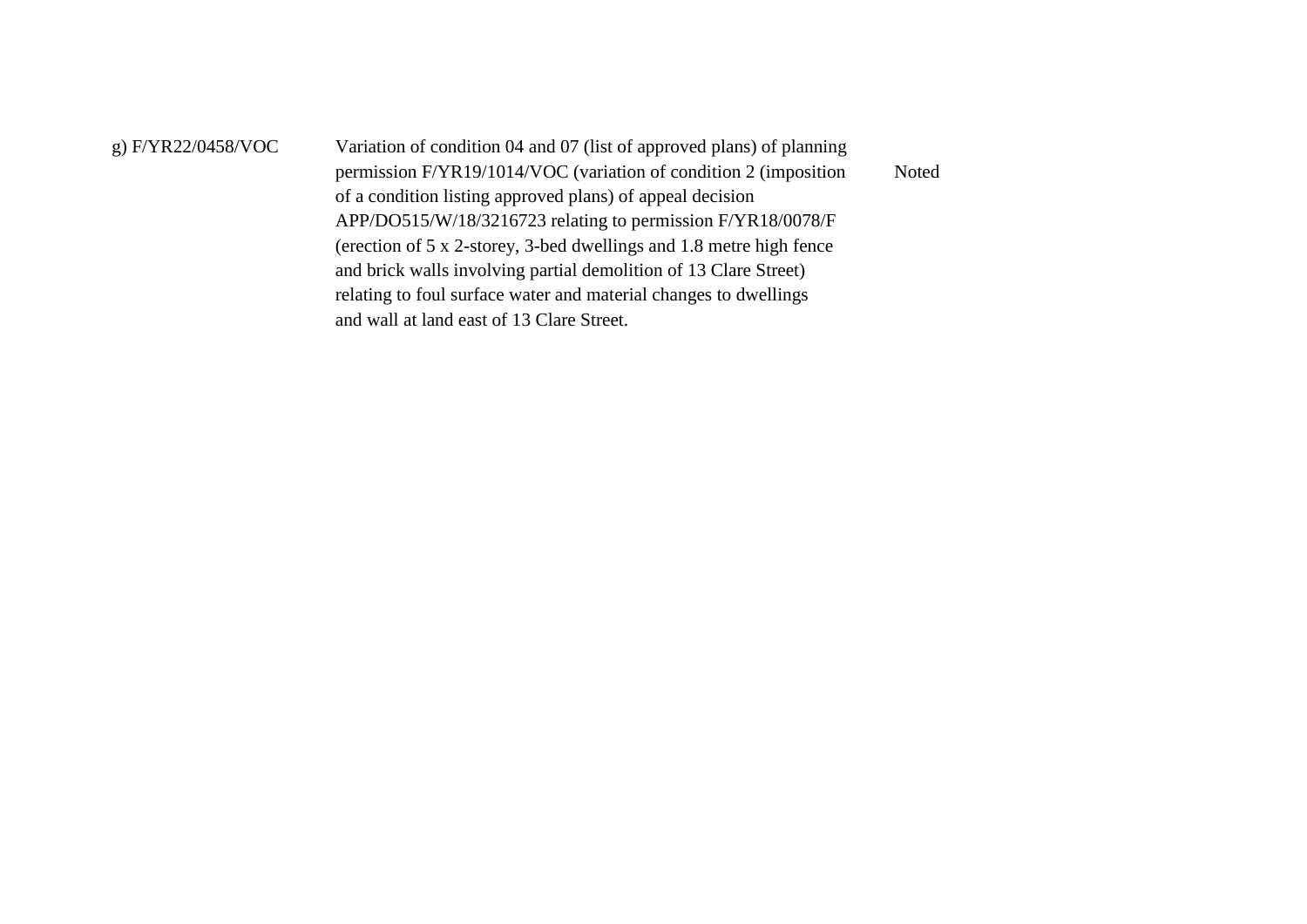| | | |
|---|---|---|
| g) F/YR22/0458/VOC | Variation of condition 04 and 07 (list of approved plans) of planning permission F/YR19/1014/VOC (variation of condition 2 (imposition of a condition listing approved plans) of appeal decision APP/DO515/W/18/3216723 relating to permission F/YR18/0078/F (erection of 5 x 2-storey, 3-bed dwellings and 1.8 metre high fence and brick walls involving partial demolition of 13 Clare Street) relating to foul surface water and material changes to dwellings and wall at land east of 13 Clare Street. | Noted |